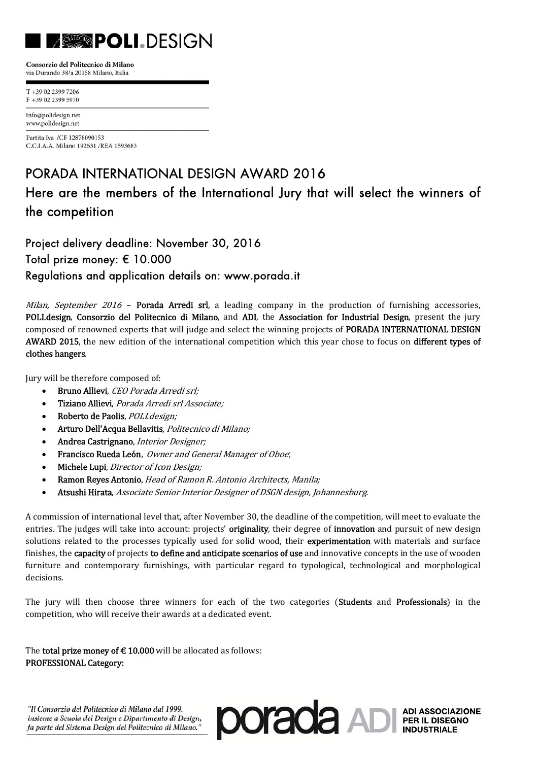**POLI.DESIGN**

Consorzio del Politecnico di Milano
via Durando 38/a 20158 Milano, Italia

T +39 02 2399 7206
F +39 02 2399 5970

info@polidesign.net
www.polidesign.net

Partita Iva /CF 12878090153
C.C.I.A.A. Milano 192631 /REA 1593683

# PORADA INTERNATIONAL DESIGN AWARD 2016

## Here are the members of the International Jury that will select the winners of the competition

### Project delivery deadline: November 30, 2016
### Total prize money: € 10.000
### Regulations and application details on: www.porada.it

*Milan, September 2016* – **Porada Arredi srl**, a leading company in the production of furnishing accessories, **POLI.design**, **Consorzio del Politecnico di Milano**, and **ADI**, the **Association for Industrial Design**, present the jury composed of renowned experts that will judge and select the winning projects of **PORADA INTERNATIONAL DESIGN AWARD 2015**, the new edition of the international competition which this year chose to focus on **different types of clothes hangers**.

Jury will be therefore composed of:

- **Bruno Allievi**, *CEO Porada Arredi srl;*
- **Tiziano Allievi**, *Porada Arredi srl Associate;*
- **Roberto de Paolis**, *POLI.design;*
- **Arturo Dell'Acqua Bellavitis**, *Politecnico di Milano;*
- **Andrea Castrignano**, *Interior Designer;*
- **Francisco Rueda León**, *Owner and General Manager of Oboe*;
- **Michele Lupi**, *Director of Icon Design;*
- **Ramon Reyes Antonio**, *Head of Ramon R. Antonio Architects, Manila;*
- **Atsushi Hirata**, *Associate Senior Interior Designer of DSGN design, Johannesburg.*

A commission of international level that, after November 30, the deadline of the competition, will meet to evaluate the entries. The judges will take into account: projects' **originality**, their degree of **innovation** and pursuit of new design solutions related to the processes typically used for solid wood, their **experimentation** with materials and surface finishes, the **capacity** of projects **to define and anticipate scenarios of use** and innovative concepts in the use of wooden furniture and contemporary furnishings, with particular regard to typological, technological and morphological decisions.

The jury will then choose three winners for each of the two categories (**Students** and **Professionals**) in the competition, who will receive their awards at a dedicated event.

The **total prize money of € 10.000** will be allocated as follows:
**PROFESSIONAL Category:**

*"Il Consorzio del Politecnico di Milano dal 1999, insieme a Scuola del Design e Dipartimento di Design, fa parte del Sistema Design del Politecnico di Milano."*

porada ADI ADI ASSOCIAZIONE PER IL DISEGNO INDUSTRIALE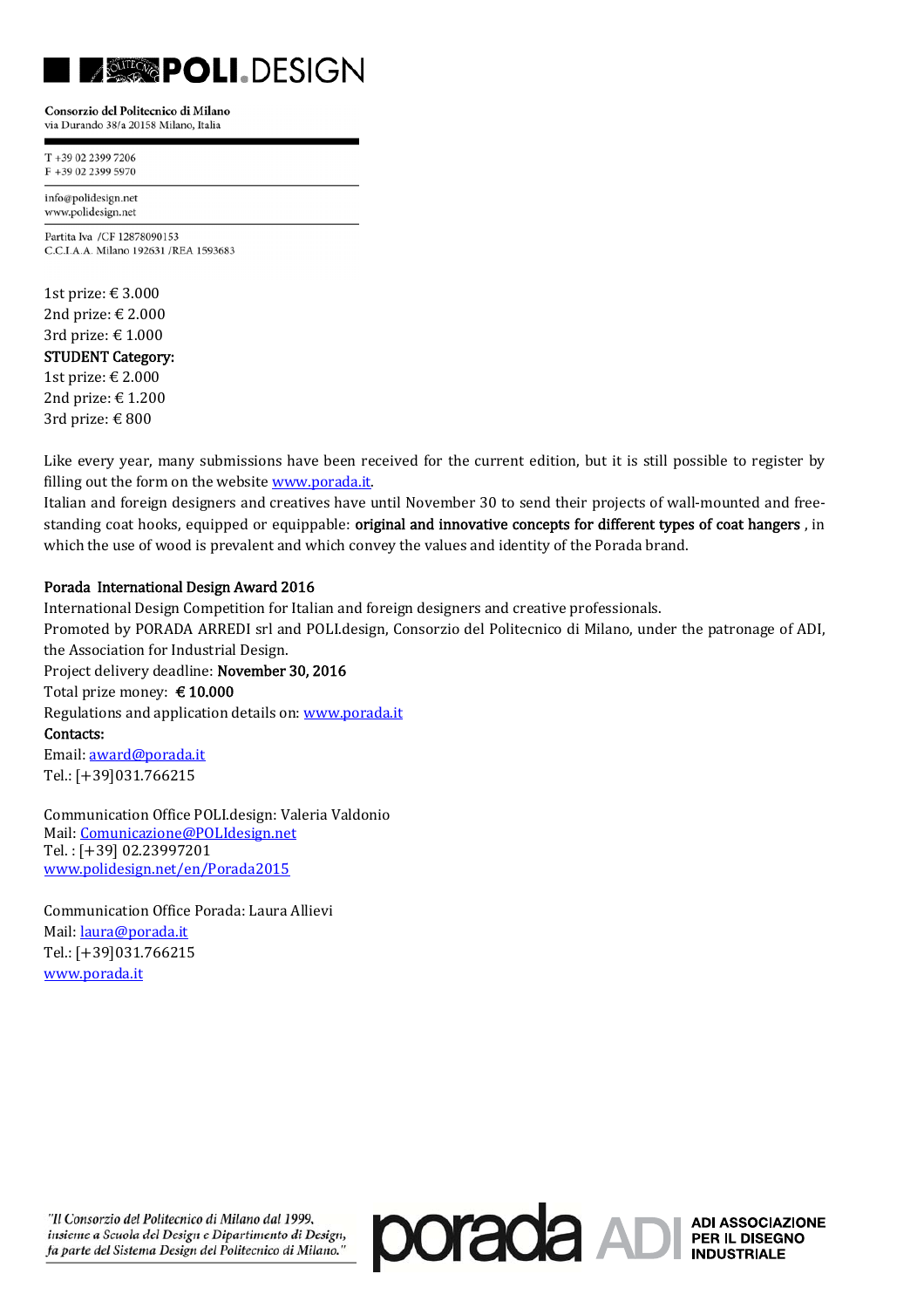1st prize: € 3.000
2nd prize: € 2.000
3rd prize: € 1.000
**STUDENT Category:**
1st prize: € 2.000
2nd prize: € 1.200
3rd prize: € 800

Like every year, many submissions have been received for the current edition, but it is still possible to register by filling out the form on the website www.porada.it.
Italian and foreign designers and creatives have until November 30 to send their projects of wall-mounted and free-standing coat hooks, equipped or equippable: **original and innovative concepts for different types of coat hangers** , in which the use of wood is prevalent and which convey the values and identity of the Porada brand.

**Porada International Design Award 2016**
International Design Competition for Italian and foreign designers and creative professionals.
Promoted by PORADA ARREDI srl and POLI.design, Consorzio del Politecnico di Milano, under the patronage of ADI, the Association for Industrial Design.
Project delivery deadline: **November 30, 2016**
Total prize money: **€ 10.000**
Regulations and application details on: www.porada.it
**Contacts:**
Email: award@porada.it
Tel.: [+39]031.766215

Communication Office POLI.design: Valeria Valdonio
Mail: Comunicazione@POLIdesign.net
Tel. : [+39] 02.23997201
www.polidesign.net/en/Porada2015

Communication Office Porada: Laura Allievi
Mail: laura@porada.it
Tel.: [+39]031.766215
www.porada.it